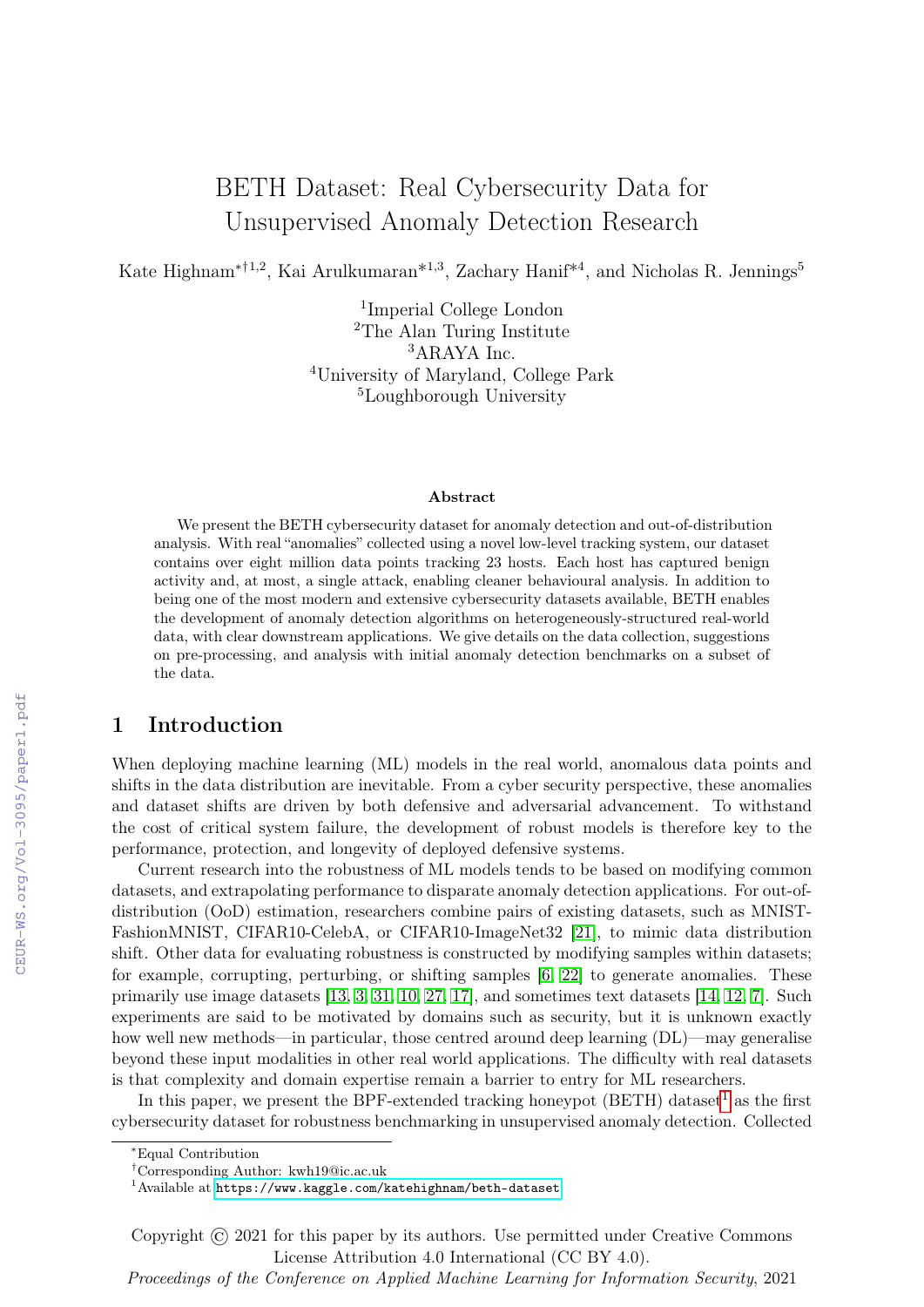# BETH Dataset: Real Cybersecurity Data for Unsupervised Anomaly Detection Research

Kate Highnam[*†1,2], Kai Arulkumaran[*1,3], Zachary Hanif[*4], and Nicholas R. Jennings[5]

[1]Imperial College London
[2]The Alan Turing Institute
[3]ARAYA Inc.
[4]University of Maryland, College Park
[5]Loughborough University

### Abstract

We present the BETH cybersecurity dataset for anomaly detection and out-of-distribution analysis. With real "anomalies" collected using a novel low-level tracking system, our dataset contains over eight million data points tracking 23 hosts. Each host has captured benign activity and, at most, a single attack, enabling cleaner behavioural analysis. In addition to being one of the most modern and extensive cybersecurity datasets available, BETH enables the development of anomaly detection algorithms on heterogeneously-structured real-world data, with clear downstream applications. We give details on the data collection, suggestions on pre-processing, and analysis with initial anomaly detection benchmarks on a subset of the data.

## 1 Introduction

When deploying machine learning (ML) models in the real world, anomalous data points and shifts in the data distribution are inevitable. From a cyber security perspective, these anomalies and dataset shifts are driven by both defensive and adversarial advancement. To withstand the cost of critical system failure, the development of robust models is therefore key to the performance, protection, and longevity of deployed defensive systems.

Current research into the robustness of ML models tends to be based on modifying common datasets, and extrapolating performance to disparate anomaly detection applications. For out-of-distribution (OoD) estimation, researchers combine pairs of existing datasets, such as MNIST-FashionMNIST, CIFAR10-CelebA, or CIFAR10-ImageNet32 [21], to mimic data distribution shift. Other data for evaluating robustness is constructed by modifying samples within datasets; for example, corrupting, perturbing, or shifting samples [6, 22] to generate anomalies. These primarily use image datasets [13, 3, 31, 10, 27, 17], and sometimes text datasets [14, 12, 7]. Such experiments are said to be motivated by domains such as security, but it is unknown exactly how well new methods—in particular, those centred around deep learning (DL)—may generalise beyond these input modalities in other real world applications. The difficulty with real datasets is that complexity and domain expertise remain a barrier to entry for ML researchers.

In this paper, we present the BPF-extended tracking honeypot (BETH) dataset[1] as the first cybersecurity dataset for robustness benchmarking in unsupervised anomaly detection. Collected

[*]Equal Contribution
[†]Corresponding Author: kwh19@ic.ac.uk
[1]Available at https://www.kaggle.com/katehighnam/beth-dataset

Copyright © 2021 for this paper by its authors. Use permitted under Creative Commons License Attribution 4.0 International (CC BY 4.0).
*Proceedings of the Conference on Applied Machine Learning for Information Security*, 2021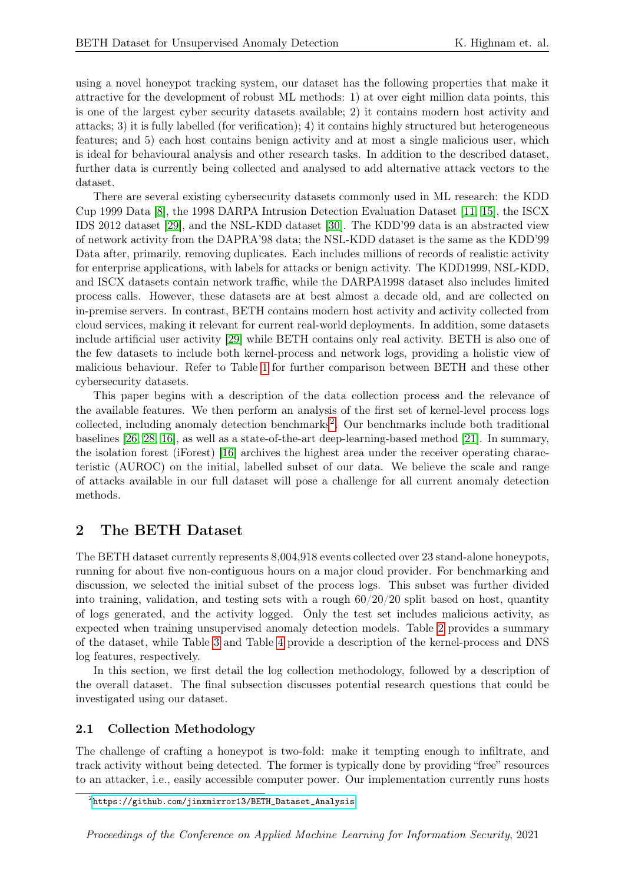using a novel honeypot tracking system, our dataset has the following properties that make it attractive for the development of robust ML methods: 1) at over eight million data points, this is one of the largest cyber security datasets available; 2) it contains modern host activity and attacks; 3) it is fully labelled (for verification); 4) it contains highly structured but heterogeneous features; and 5) each host contains benign activity and at most a single malicious user, which is ideal for behavioural analysis and other research tasks. In addition to the described dataset, further data is currently being collected and analysed to add alternative attack vectors to the dataset.

There are several existing cybersecurity datasets commonly used in ML research: the KDD Cup 1999 Data [8], the 1998 DARPA Intrusion Detection Evaluation Dataset [11, 15], the ISCX IDS 2012 dataset [29], and the NSL-KDD dataset [30]. The KDD'99 data is an abstracted view of network activity from the DAPRA'98 data; the NSL-KDD dataset is the same as the KDD'99 Data after, primarily, removing duplicates. Each includes millions of records of realistic activity for enterprise applications, with labels for attacks or benign activity. The KDD1999, NSL-KDD, and ISCX datasets contain network traffic, while the DARPA1998 dataset also includes limited process calls. However, these datasets are at best almost a decade old, and are collected on in-premise servers. In contrast, BETH contains modern host activity and activity collected from cloud services, making it relevant for current real-world deployments. In addition, some datasets include artificial user activity [29] while BETH contains only real activity. BETH is also one of the few datasets to include both kernel-process and network logs, providing a holistic view of malicious behaviour. Refer to Table 1 for further comparison between BETH and these other cybersecurity datasets.

This paper begins with a description of the data collection process and the relevance of the available features. We then perform an analysis of the first set of kernel-level process logs collected, including anomaly detection benchmarks[2]. Our benchmarks include both traditional baselines [26, 28, 16], as well as a state-of-the-art deep-learning-based method [21]. In summary, the isolation forest (iForest) [16] archives the highest area under the receiver operating characteristic (AUROC) on the initial, labelled subset of our data. We believe the scale and range of attacks available in our full dataset will pose a challenge for all current anomaly detection methods.

## 2 The BETH Dataset

The BETH dataset currently represents 8,004,918 events collected over 23 stand-alone honeypots, running for about five non-contiguous hours on a major cloud provider. For benchmarking and discussion, we selected the initial subset of the process logs. This subset was further divided into training, validation, and testing sets with a rough 60/20/20 split based on host, quantity of logs generated, and the activity logged. Only the test set includes malicious activity, as expected when training unsupervised anomaly detection models. Table 2 provides a summary of the dataset, while Table 3 and Table 4 provide a description of the kernel-process and DNS log features, respectively.

In this section, we first detail the log collection methodology, followed by a description of the overall dataset. The final subsection discusses potential research questions that could be investigated using our dataset.

### 2.1 Collection Methodology

The challenge of crafting a honeypot is two-fold: make it tempting enough to infiltrate, and track activity without being detected. The former is typically done by providing "free" resources to an attacker, i.e., easily accessible computer power. Our implementation currently runs hosts

[2] https://github.com/jinxmirror13/BETH_Dataset_Analysis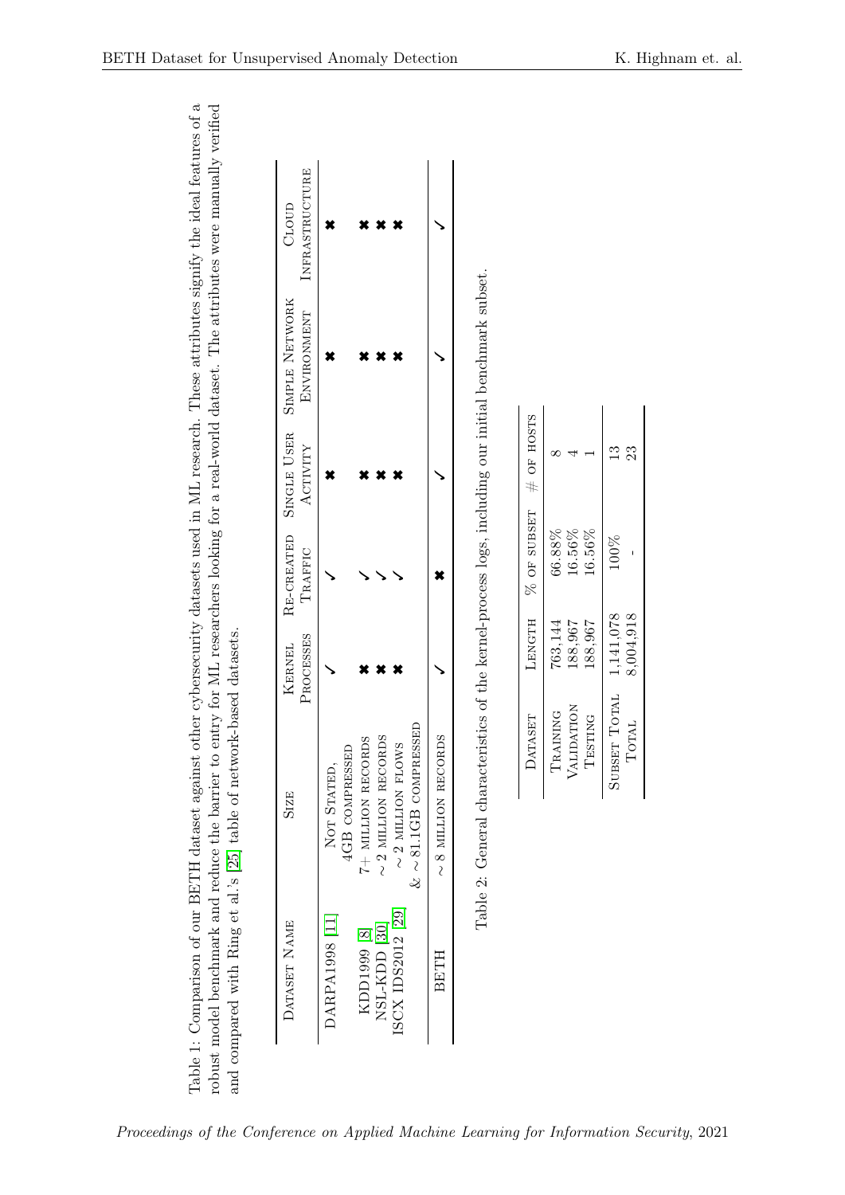Table 1: Comparison of our BETH dataset against other cybersecurity datasets used in ML research. These attributes signify the ideal features of a robust model benchmark and reduce the barrier to entry for ML researchers looking for a real-world dataset. The attributes were manually verified and compared with Ring et al.'s [25] table of network-based datasets.

| Dataset Name | Size | Kernel Processes | Re-created Traffic | Single User Activity | Simple Network Environment | Cloud Infrastructure |
|---|---|---|---|---|---|---|
| DARPA1998 [11] | Not Stated, 4GB compressed | ✓ | ✓ | ✖ | ✖ | ✖ |
| KDD1999 [8] | 7+ million records | ✖ | ✓ | ✖ | ✖ | ✖ |
| NSL-KDD [30] | ~2 million records | ✖ | ✓ | ✖ | ✖ | ✖ |
| ISCX IDS2012 [29] | ~2 million flows & ~81.1GB compressed | ✖ | ✓ | ✖ | ✖ | ✖ |
| BETH | ~8 million records | ✓ | ✖ | ✓ | ✓ | ✓ |

Table 2: General characteristics of the kernel-process logs, including our initial benchmark subset.

| Dataset | Length | % of subset | # of hosts |
|---|---|---|---|
| Training | 763,144 | 66.88% | 8 |
| Validation | 188,967 | 16.56% | 4 |
| Testing | 188,967 | 16.56% | 1 |
| Subset Total | 1,141,078 | 100% | 13 |
| Total | 8,004,918 | - | 23 |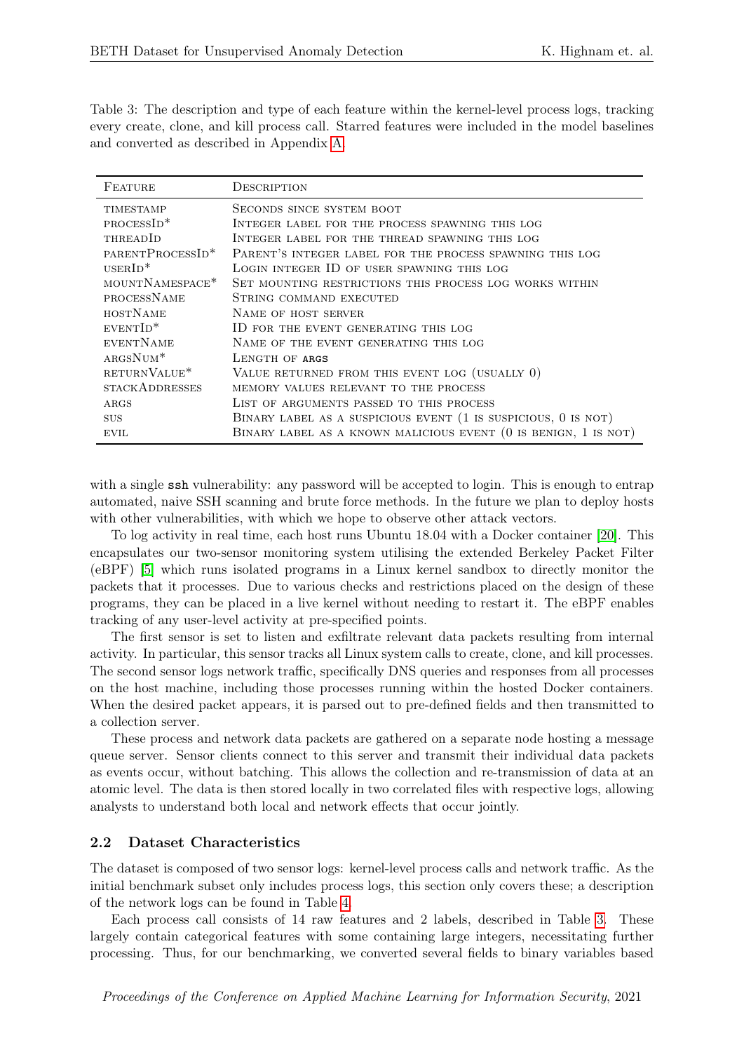Table 3: The description and type of each feature within the kernel-level process logs, tracking every create, clone, and kill process call. Starred features were included in the model baselines and converted as described in Appendix A.

| Feature | Description |
|---|---|
| timestamp | Seconds since system boot |
| processId* | Integer label for the process spawning this log |
| threadId | Integer label for the thread spawning this log |
| parentProcessId* | Parent's integer label for the process spawning this log |
| userId* | Login integer ID of user spawning this log |
| mountNamespace* | Set mounting restrictions this process log works within |
| processName | String command executed |
| hostName | Name of host server |
| eventId* | ID for the event generating this log |
| eventName | Name of the event generating this log |
| argsNum* | Length of `args` |
| returnValue* | Value returned from this event log (usually 0) |
| stackAddresses | memory values relevant to the process |
| args | List of arguments passed to this process |
| sus | Binary label as a suspicious event (1 is suspicious, 0 is not) |
| evil | Binary label as a known malicious event (0 is benign, 1 is not) |

with a single `ssh` vulnerability: any password will be accepted to login. This is enough to entrap automated, naive SSH scanning and brute force methods. In the future we plan to deploy hosts with other vulnerabilities, with which we hope to observe other attack vectors.

To log activity in real time, each host runs Ubuntu 18.04 with a Docker container [20]. This encapsulates our two-sensor monitoring system utilising the extended Berkeley Packet Filter (eBPF) [5] which runs isolated programs in a Linux kernel sandbox to directly monitor the packets that it processes. Due to various checks and restrictions placed on the design of these programs, they can be placed in a live kernel without needing to restart it. The eBPF enables tracking of any user-level activity at pre-specified points.

The first sensor is set to listen and exfiltrate relevant data packets resulting from internal activity. In particular, this sensor tracks all Linux system calls to create, clone, and kill processes. The second sensor logs network traffic, specifically DNS queries and responses from all processes on the host machine, including those processes running within the hosted Docker containers. When the desired packet appears, it is parsed out to pre-defined fields and then transmitted to a collection server.

These process and network data packets are gathered on a separate node hosting a message queue server. Sensor clients connect to this server and transmit their individual data packets as events occur, without batching. This allows the collection and re-transmission of data at an atomic level. The data is then stored locally in two correlated files with respective logs, allowing analysts to understand both local and network effects that occur jointly.

## 2.2 Dataset Characteristics

The dataset is composed of two sensor logs: kernel-level process calls and network traffic. As the initial benchmark subset only includes process logs, this section only covers these; a description of the network logs can be found in Table 4.

Each process call consists of 14 raw features and 2 labels, described in Table 3. These largely contain categorical features with some containing large integers, necessitating further processing. Thus, for our benchmarking, we converted several fields to binary variables based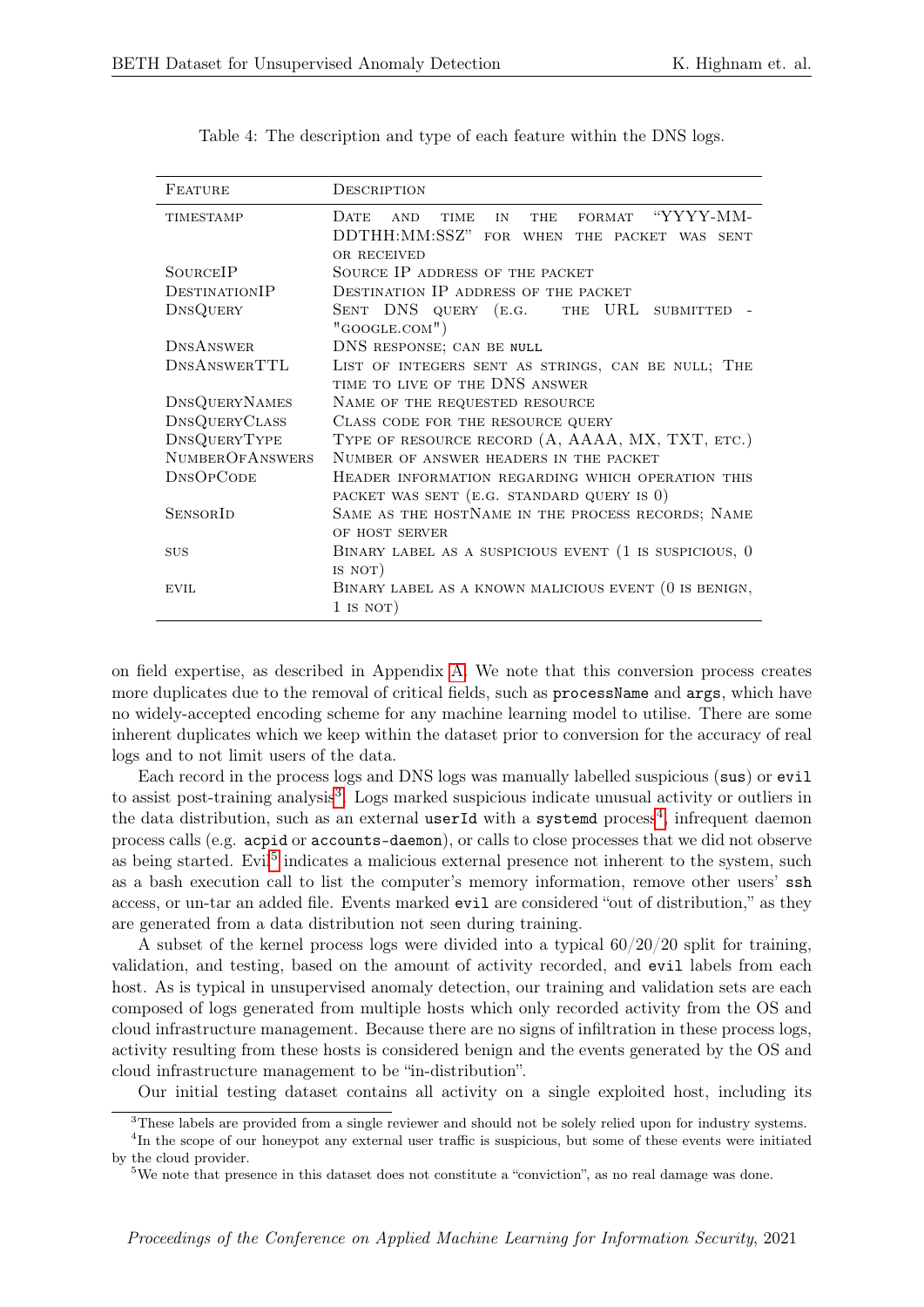Table 4: The description and type of each feature within the DNS logs.

| Feature | Description |
| --- | --- |
| timestamp | Date and time in the format "YYYY-MM-DDTHH:MM:SSZ" for when the packet was sent or received |
| SourceIP | Source IP address of the packet |
| DestinationIP | Destination IP address of the packet |
| DnsQuery | Sent DNS query (e.g. the URL submitted - "google.com") |
| DnsAnswer | DNS response; can be null |
| DnsAnswerTTL | List of integers sent as strings, can be null; The time to live of the DNS answer |
| DnsQueryNames | Name of the requested resource |
| DnsQueryClass | Class code for the resource query |
| DnsQueryType | Type of resource record (A, AAAA, MX, TXT, etc.) |
| NumberOfAnswers | Number of answer headers in the packet |
| DnsOpCode | Header information regarding which operation this packet was sent (e.g. standard query is 0) |
| SensorId | Same as the hostName in the process records; Name of host server |
| sus | Binary label as a suspicious event (1 is suspicious, 0 is not) |
| evil | Binary label as a known malicious event (0 is benign, 1 is not) |

on field expertise, as described in Appendix A. We note that this conversion process creates more duplicates due to the removal of critical fields, such as `processName` and `args`, which have no widely-accepted encoding scheme for any machine learning model to utilise. There are some inherent duplicates which we keep within the dataset prior to conversion for the accuracy of real logs and to not limit users of the data.

Each record in the process logs and DNS logs was manually labelled suspicious (`sus`) or `evil` to assist post-training analysis[3]. Logs marked suspicious indicate unusual activity or outliers in the data distribution, such as an external `userId` with a `systemd` process[4], infrequent daemon process calls (e.g. `acpid` or `accounts-daemon`), or calls to close processes that we did not observe as being started. Evil[5] indicates a malicious external presence not inherent to the system, such as a bash execution call to list the computer's memory information, remove other users' `ssh` access, or un-tar an added file. Events marked `evil` are considered "out of distribution," as they are generated from a data distribution not seen during training.

A subset of the kernel process logs were divided into a typical 60/20/20 split for training, validation, and testing, based on the amount of activity recorded, and `evil` labels from each host. As is typical in unsupervised anomaly detection, our training and validation sets are each composed of logs generated from multiple hosts which only recorded activity from the OS and cloud infrastructure management. Because there are no signs of infiltration in these process logs, activity resulting from these hosts is considered benign and the events generated by the OS and cloud infrastructure management to be "in-distribution".

Our initial testing dataset contains all activity on a single exploited host, including its

[3] These labels are provided from a single reviewer and should not be solely relied upon for industry systems.

[4] In the scope of our honeypot any external user traffic is suspicious, but some of these events were initiated by the cloud provider.

[5] We note that presence in this dataset does not constitute a "conviction", as no real damage was done.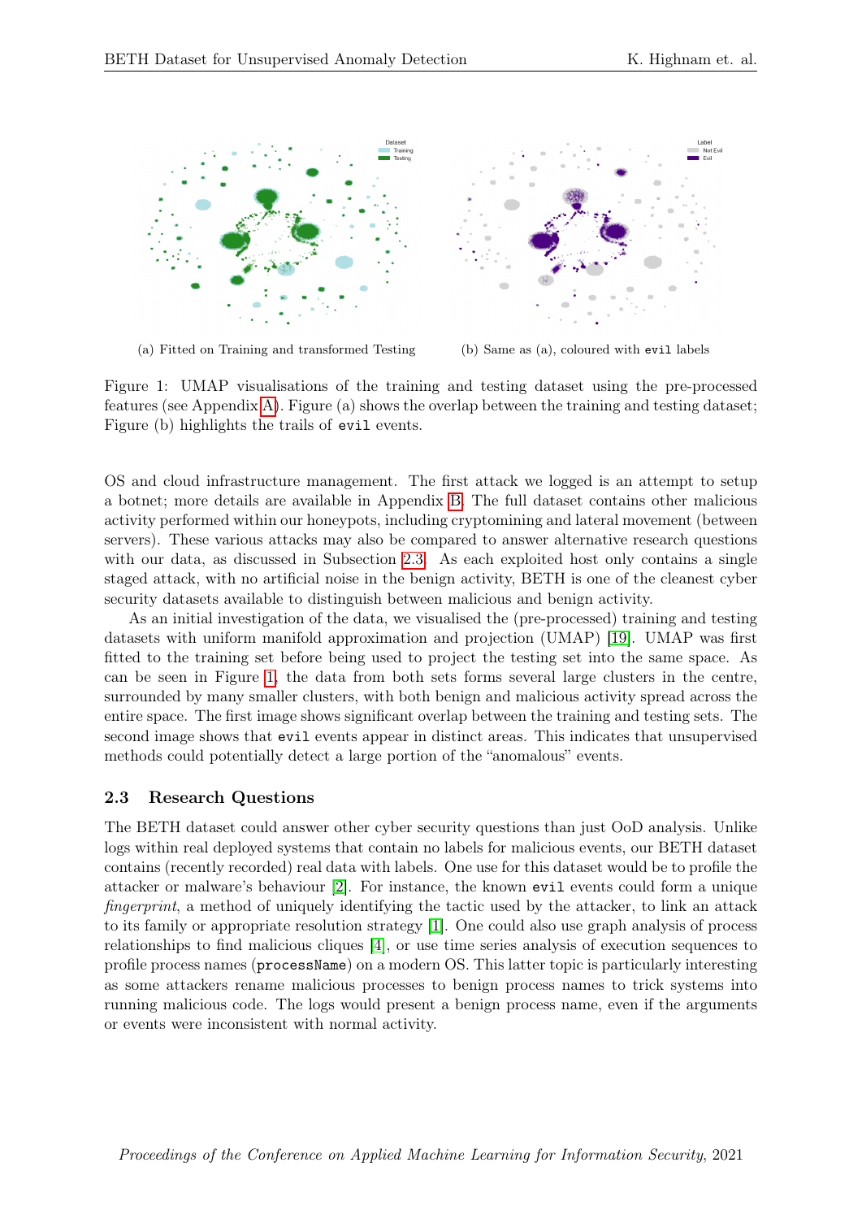(a) Fitted on Training and transformed Testing

(b) Same as (a), coloured with `evil` labels

Figure 1: UMAP visualisations of the training and testing dataset using the pre-processed features (see Appendix A). Figure (a) shows the overlap between the training and testing dataset; Figure (b) highlights the trails of `evil` events.

OS and cloud infrastructure management. The first attack we logged is an attempt to setup a botnet; more details are available in Appendix B. The full dataset contains other malicious activity performed within our honeypots, including cryptomining and lateral movement (between servers). These various attacks may also be compared to answer alternative research questions with our data, as discussed in Subsection 2.3. As each exploited host only contains a single staged attack, with no artificial noise in the benign activity, BETH is one of the cleanest cyber security datasets available to distinguish between malicious and benign activity.

As an initial investigation of the data, we visualised the (pre-processed) training and testing datasets with uniform manifold approximation and projection (UMAP) [19]. UMAP was first fitted to the training set before being used to project the testing set into the same space. As can be seen in Figure 1, the data from both sets forms several large clusters in the centre, surrounded by many smaller clusters, with both benign and malicious activity spread across the entire space. The first image shows significant overlap between the training and testing sets. The second image shows that `evil` events appear in distinct areas. This indicates that unsupervised methods could potentially detect a large portion of the "anomalous" events.

### 2.3 Research Questions

The BETH dataset could answer other cyber security questions than just OoD analysis. Unlike logs within real deployed systems that contain no labels for malicious events, our BETH dataset contains (recently recorded) real data with labels. One use for this dataset would be to profile the attacker or malware's behaviour [2]. For instance, the known `evil` events could form a unique *fingerprint*, a method of uniquely identifying the tactic used by the attacker, to link an attack to its family or appropriate resolution strategy [1]. One could also use graph analysis of process relationships to find malicious cliques [4], or use time series analysis of execution sequences to profile process names (`processName`) on a modern OS. This latter topic is particularly interesting as some attackers rename malicious processes to benign process names to trick systems into running malicious code. The logs would present a benign process name, even if the arguments or events were inconsistent with normal activity.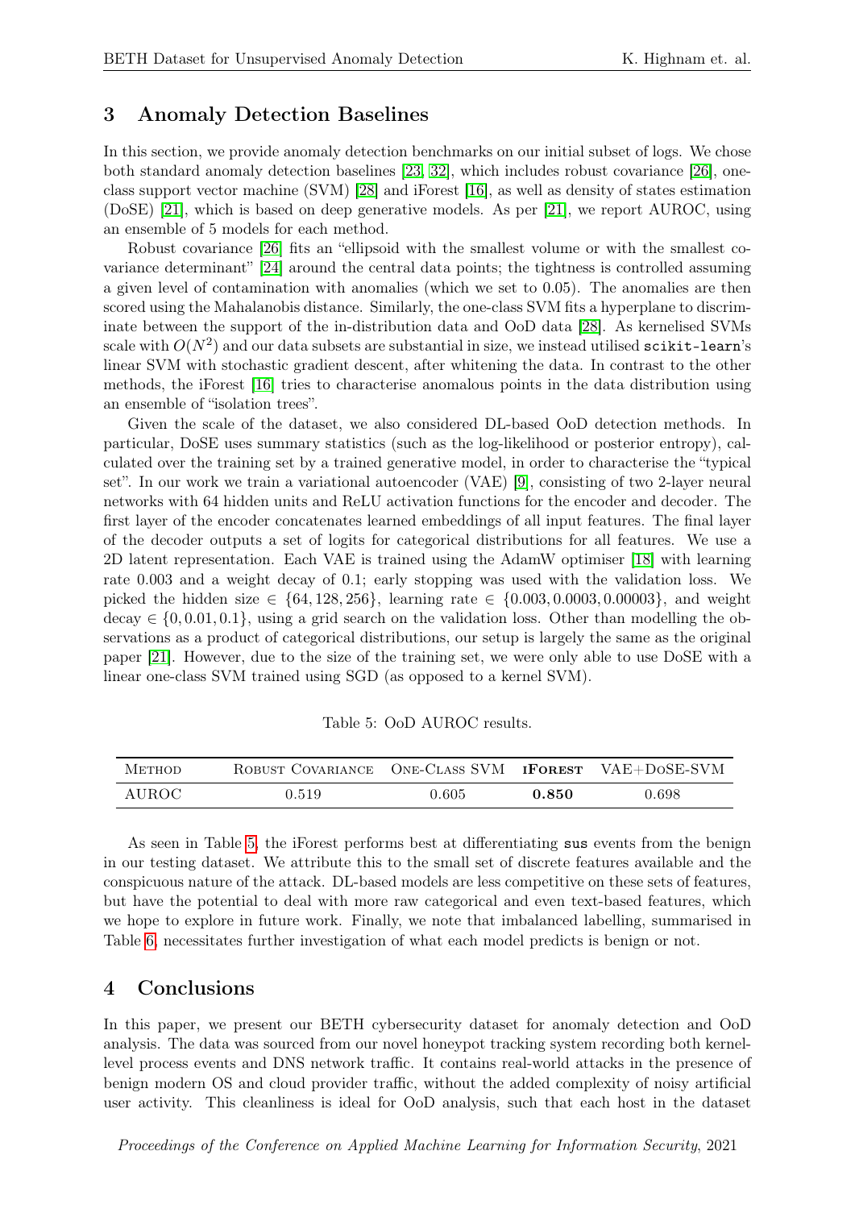## 3 Anomaly Detection Baselines

In this section, we provide anomaly detection benchmarks on our initial subset of logs. We chose both standard anomaly detection baselines [23, 32], which includes robust covariance [26], one-class support vector machine (SVM) [28] and iForest [16], as well as density of states estimation (DoSE) [21], which is based on deep generative models. As per [21], we report AUROC, using an ensemble of 5 models for each method.

Robust covariance [26] fits an "ellipsoid with the smallest volume or with the smallest covariance determinant" [24] around the central data points; the tightness is controlled assuming a given level of contamination with anomalies (which we set to 0.05). The anomalies are then scored using the Mahalanobis distance. Similarly, the one-class SVM fits a hyperplane to discriminate between the support of the in-distribution data and OoD data [28]. As kernelised SVMs scale with $O(N^2)$ and our data subsets are substantial in size, we instead utilised `scikit-learn`'s linear SVM with stochastic gradient descent, after whitening the data. In contrast to the other methods, the iForest [16] tries to characterise anomalous points in the data distribution using an ensemble of "isolation trees".

Given the scale of the dataset, we also considered DL-based OoD detection methods. In particular, DoSE uses summary statistics (such as the log-likelihood or posterior entropy), calculated over the training set by a trained generative model, in order to characterise the "typical set". In our work we train a variational autoencoder (VAE) [9], consisting of two 2-layer neural networks with 64 hidden units and ReLU activation functions for the encoder and decoder. The first layer of the encoder concatenates learned embeddings of all input features. The final layer of the decoder outputs a set of logits for categorical distributions for all features. We use a 2D latent representation. Each VAE is trained using the AdamW optimiser [18] with learning rate 0.003 and a weight decay of 0.1; early stopping was used with the validation loss. We picked the hidden size $\in \{64, 128, 256\}$, learning rate $\in \{0.003, 0.0003, 0.00003\}$, and weight decay $\in \{0, 0.01, 0.1\}$, using a grid search on the validation loss. Other than modelling the observations as a product of categorical distributions, our setup is largely the same as the original paper [21]. However, due to the size of the training set, we were only able to use DoSE with a linear one-class SVM trained using SGD (as opposed to a kernel SVM).

Table 5: OoD AUROC results.

| Method | Robust Covariance | One-Class SVM | **iForest** | VAE+DoSE-SVM |
|---|---|---|---|---|
| AUROC | 0.519 | 0.605 | **0.850** | 0.698 |

As seen in Table 5, the iForest performs best at differentiating `sus` events from the benign in our testing dataset. We attribute this to the small set of discrete features available and the conspicuous nature of the attack. DL-based models are less competitive on these sets of features, but have the potential to deal with more raw categorical and even text-based features, which we hope to explore in future work. Finally, we note that imbalanced labelling, summarised in Table 6, necessitates further investigation of what each model predicts is benign or not.

## 4 Conclusions

In this paper, we present our BETH cybersecurity dataset for anomaly detection and OoD analysis. The data was sourced from our novel honeypot tracking system recording both kernel-level process events and DNS network traffic. It contains real-world attacks in the presence of benign modern OS and cloud provider traffic, without the added complexity of noisy artificial user activity. This cleanliness is ideal for OoD analysis, such that each host in the dataset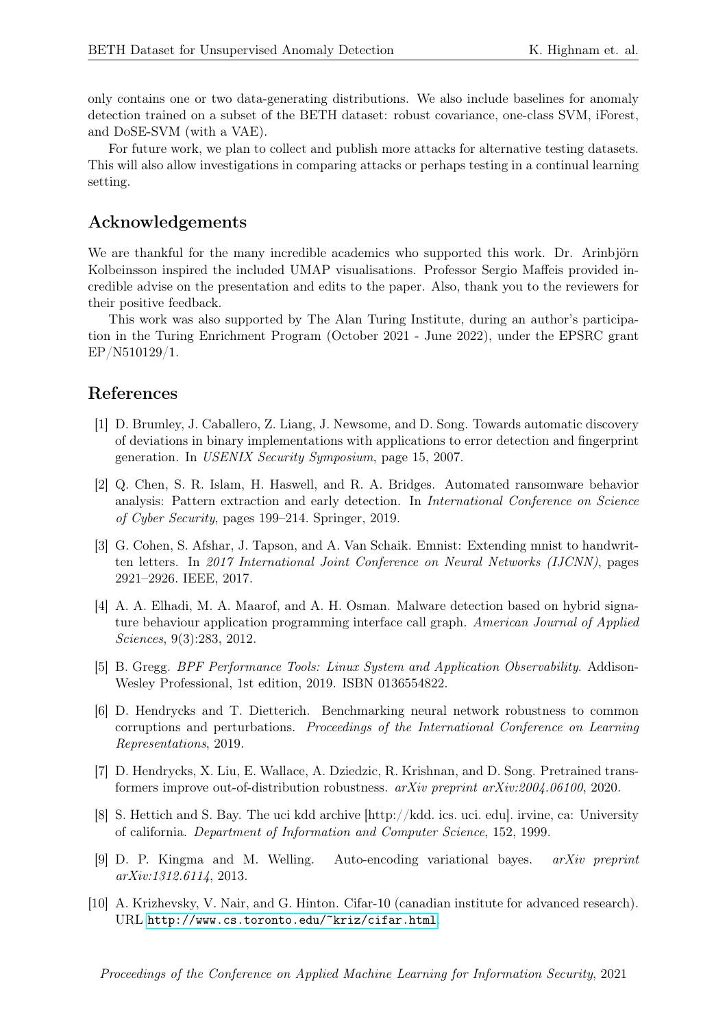only contains one or two data-generating distributions. We also include baselines for anomaly detection trained on a subset of the BETH dataset: robust covariance, one-class SVM, iForest, and DoSE-SVM (with a VAE).

For future work, we plan to collect and publish more attacks for alternative testing datasets. This will also allow investigations in comparing attacks or perhaps testing in a continual learning setting.

## Acknowledgements

We are thankful for the many incredible academics who supported this work. Dr. Arinbjörn Kolbeinsson inspired the included UMAP visualisations. Professor Sergio Maffeis provided incredible advise on the presentation and edits to the paper. Also, thank you to the reviewers for their positive feedback.

This work was also supported by The Alan Turing Institute, during an author's participation in the Turing Enrichment Program (October 2021 - June 2022), under the EPSRC grant EP/N510129/1.

## References

[1] D. Brumley, J. Caballero, Z. Liang, J. Newsome, and D. Song. Towards automatic discovery of deviations in binary implementations with applications to error detection and fingerprint generation. In *USENIX Security Symposium*, page 15, 2007.

[2] Q. Chen, S. R. Islam, H. Haswell, and R. A. Bridges. Automated ransomware behavior analysis: Pattern extraction and early detection. In *International Conference on Science of Cyber Security*, pages 199–214. Springer, 2019.

[3] G. Cohen, S. Afshar, J. Tapson, and A. Van Schaik. Emnist: Extending mnist to handwritten letters. In *2017 International Joint Conference on Neural Networks (IJCNN)*, pages 2921–2926. IEEE, 2017.

[4] A. A. Elhadi, M. A. Maarof, and A. H. Osman. Malware detection based on hybrid signature behaviour application programming interface call graph. *American Journal of Applied Sciences*, 9(3):283, 2012.

[5] B. Gregg. *BPF Performance Tools: Linux System and Application Observability*. Addison-Wesley Professional, 1st edition, 2019. ISBN 0136554822.

[6] D. Hendrycks and T. Dietterich. Benchmarking neural network robustness to common corruptions and perturbations. *Proceedings of the International Conference on Learning Representations*, 2019.

[7] D. Hendrycks, X. Liu, E. Wallace, A. Dziedzic, R. Krishnan, and D. Song. Pretrained transformers improve out-of-distribution robustness. *arXiv preprint arXiv:2004.06100*, 2020.

[8] S. Hettich and S. Bay. The uci kdd archive [http://kdd. ics. uci. edu]. irvine, ca: University of california. *Department of Information and Computer Science*, 152, 1999.

[9] D. P. Kingma and M. Welling. Auto-encoding variational bayes. *arXiv preprint arXiv:1312.6114*, 2013.

[10] A. Krizhevsky, V. Nair, and G. Hinton. Cifar-10 (canadian institute for advanced research). URL http://www.cs.toronto.edu/~kriz/cifar.html.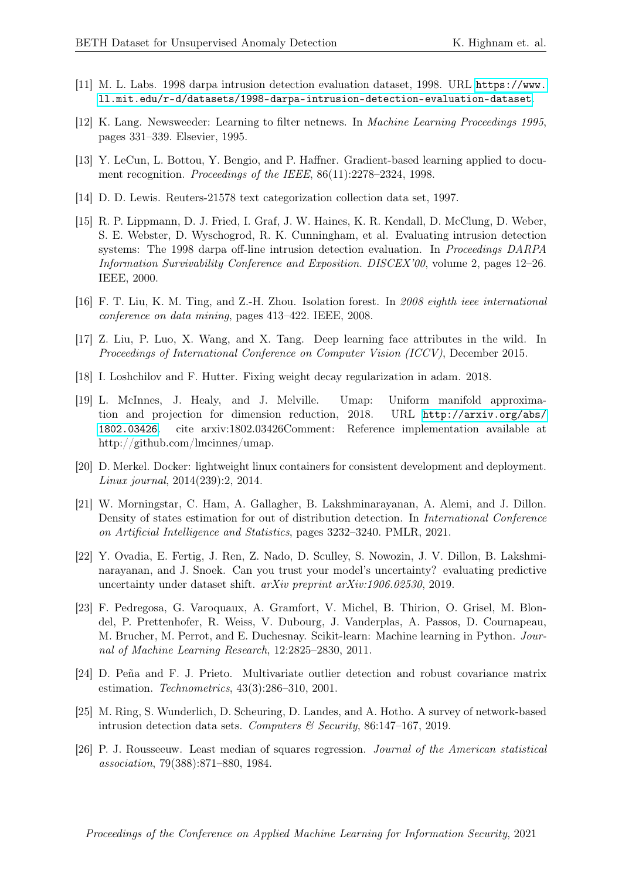[11] M. L. Labs. 1998 darpa intrusion detection evaluation dataset, 1998. URL https://www.ll.mit.edu/r-d/datasets/1998-darpa-intrusion-detection-evaluation-dataset.

[12] K. Lang. Newsweeder: Learning to filter netnews. In *Machine Learning Proceedings 1995*, pages 331–339. Elsevier, 1995.

[13] Y. LeCun, L. Bottou, Y. Bengio, and P. Haffner. Gradient-based learning applied to document recognition. *Proceedings of the IEEE*, 86(11):2278–2324, 1998.

[14] D. D. Lewis. Reuters-21578 text categorization collection data set, 1997.

[15] R. P. Lippmann, D. J. Fried, I. Graf, J. W. Haines, K. R. Kendall, D. McClung, D. Weber, S. E. Webster, D. Wyschogrod, R. K. Cunningham, et al. Evaluating intrusion detection systems: The 1998 darpa off-line intrusion detection evaluation. In *Proceedings DARPA Information Survivability Conference and Exposition. DISCEX'00*, volume 2, pages 12–26. IEEE, 2000.

[16] F. T. Liu, K. M. Ting, and Z.-H. Zhou. Isolation forest. In *2008 eighth ieee international conference on data mining*, pages 413–422. IEEE, 2008.

[17] Z. Liu, P. Luo, X. Wang, and X. Tang. Deep learning face attributes in the wild. In *Proceedings of International Conference on Computer Vision (ICCV)*, December 2015.

[18] I. Loshchilov and F. Hutter. Fixing weight decay regularization in adam. 2018.

[19] L. McInnes, J. Healy, and J. Melville. Umap: Uniform manifold approximation and projection for dimension reduction, 2018. URL http://arxiv.org/abs/1802.03426. cite arxiv:1802.03426Comment: Reference implementation available at http://github.com/lmcinnes/umap.

[20] D. Merkel. Docker: lightweight linux containers for consistent development and deployment. *Linux journal*, 2014(239):2, 2014.

[21] W. Morningstar, C. Ham, A. Gallagher, B. Lakshminarayanan, A. Alemi, and J. Dillon. Density of states estimation for out of distribution detection. In *International Conference on Artificial Intelligence and Statistics*, pages 3232–3240. PMLR, 2021.

[22] Y. Ovadia, E. Fertig, J. Ren, Z. Nado, D. Sculley, S. Nowozin, J. V. Dillon, B. Lakshminarayanan, and J. Snoek. Can you trust your model's uncertainty? evaluating predictive uncertainty under dataset shift. *arXiv preprint arXiv:1906.02530*, 2019.

[23] F. Pedregosa, G. Varoquaux, A. Gramfort, V. Michel, B. Thirion, O. Grisel, M. Blondel, P. Prettenhofer, R. Weiss, V. Dubourg, J. Vanderplas, A. Passos, D. Cournapeau, M. Brucher, M. Perrot, and E. Duchesnay. Scikit-learn: Machine learning in Python. *Journal of Machine Learning Research*, 12:2825–2830, 2011.

[24] D. Peña and F. J. Prieto. Multivariate outlier detection and robust covariance matrix estimation. *Technometrics*, 43(3):286–310, 2001.

[25] M. Ring, S. Wunderlich, D. Scheuring, D. Landes, and A. Hotho. A survey of network-based intrusion detection data sets. *Computers & Security*, 86:147–167, 2019.

[26] P. J. Rousseeuw. Least median of squares regression. *Journal of the American statistical association*, 79(388):871–880, 1984.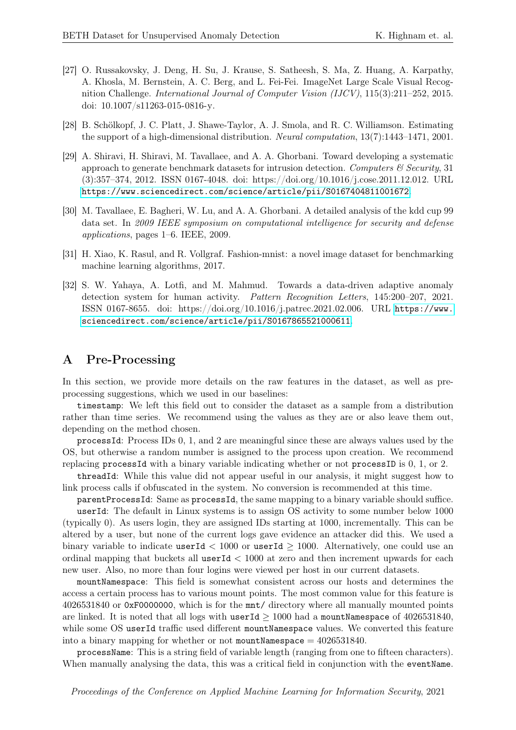[27] O. Russakovsky, J. Deng, H. Su, J. Krause, S. Satheesh, S. Ma, Z. Huang, A. Karpathy, A. Khosla, M. Bernstein, A. C. Berg, and L. Fei-Fei. ImageNet Large Scale Visual Recognition Challenge. *International Journal of Computer Vision (IJCV)*, 115(3):211–252, 2015. doi: 10.1007/s11263-015-0816-y.

[28] B. Schölkopf, J. C. Platt, J. Shawe-Taylor, A. J. Smola, and R. C. Williamson. Estimating the support of a high-dimensional distribution. *Neural computation*, 13(7):1443–1471, 2001.

[29] A. Shiravi, H. Shiravi, M. Tavallaee, and A. A. Ghorbani. Toward developing a systematic approach to generate benchmark datasets for intrusion detection. *Computers & Security*, 31 (3):357–374, 2012. ISSN 0167-4048. doi: https://doi.org/10.1016/j.cose.2011.12.012. URL https://www.sciencedirect.com/science/article/pii/S0167404811001672.

[30] M. Tavallaee, E. Bagheri, W. Lu, and A. A. Ghorbani. A detailed analysis of the kdd cup 99 data set. In *2009 IEEE symposium on computational intelligence for security and defense applications*, pages 1–6. IEEE, 2009.

[31] H. Xiao, K. Rasul, and R. Vollgraf. Fashion-mnist: a novel image dataset for benchmarking machine learning algorithms, 2017.

[32] S. W. Yahaya, A. Lotfi, and M. Mahmud. Towards a data-driven adaptive anomaly detection system for human activity. *Pattern Recognition Letters*, 145:200–207, 2021. ISSN 0167-8655. doi: https://doi.org/10.1016/j.patrec.2021.02.006. URL https://www.sciencedirect.com/science/article/pii/S0167865521000611.

# A Pre-Processing

In this section, we provide more details on the raw features in the dataset, as well as pre-processing suggestions, which we used in our baselines:

`timestamp`: We left this field out to consider the dataset as a sample from a distribution rather than time series. We recommend using the values as they are or also leave them out, depending on the method chosen.

`processId`: Process IDs 0, 1, and 2 are meaningful since these are always values used by the OS, but otherwise a random number is assigned to the process upon creation. We recommend replacing `processId` with a binary variable indicating whether or not `processID` is 0, 1, or 2.

`threadId`: While this value did not appear useful in our analysis, it might suggest how to link process calls if obfuscated in the system. No conversion is recommended at this time.

`parentProcessId`: Same as `processId`, the same mapping to a binary variable should suffice.

`userId`: The default in Linux systems is to assign OS activity to some number below 1000 (typically 0). As users login, they are assigned IDs starting at 1000, incrementally. This can be altered by a user, but none of the current logs gave evidence an attacker did this. We used a binary variable to indicate `userId` $< 1000$ or `userId` $\geq 1000$. Alternatively, one could use an ordinal mapping that buckets all `userId` $< 1000$ at zero and then increment upwards for each new user. Also, no more than four logins were viewed per host in our current datasets.

`mountNamespace`: This field is somewhat consistent across our hosts and determines the access a certain process has to various mount points. The most common value for this feature is 4026531840 or `0xF0000000`, which is for the `mnt/` directory where all manually mounted points are linked. It is noted that all logs with `userId` $\geq 1000$ had a `mountNamespace` of 4026531840, while some OS `userId` traffic used different `mountNamespace` values. We converted this feature into a binary mapping for whether or not `mountNamespace` $= 4026531840$.

`processName`: This is a string field of variable length (ranging from one to fifteen characters). When manually analysing the data, this was a critical field in conjunction with the `eventName`.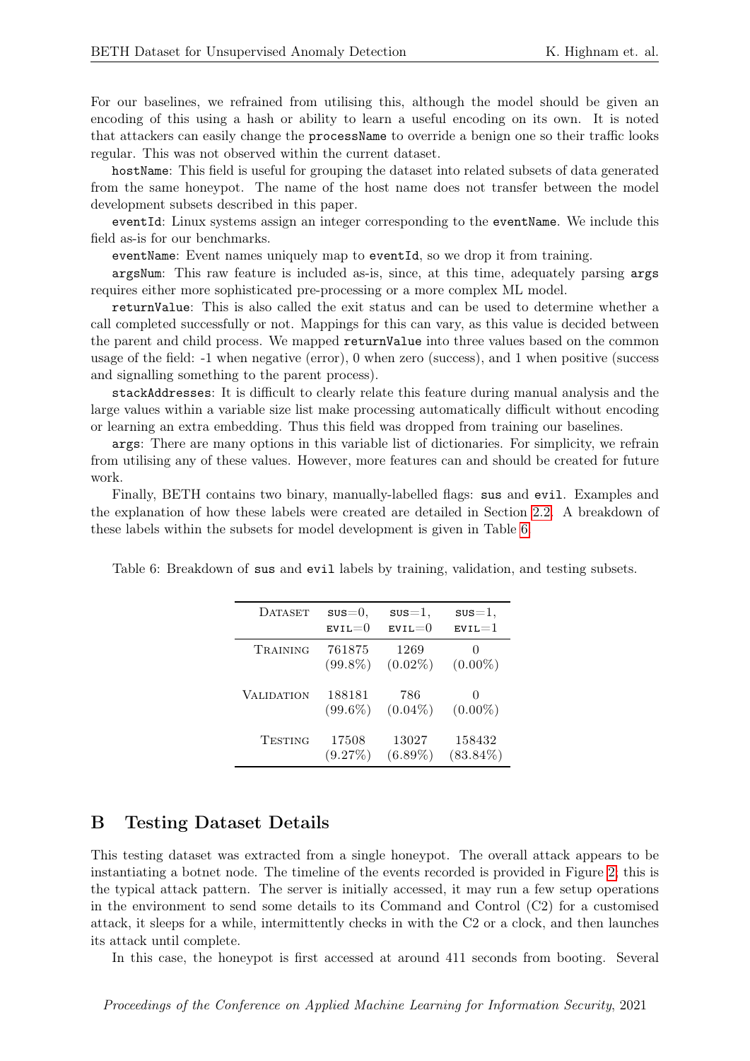For our baselines, we refrained from utilising this, although the model should be given an encoding of this using a hash or ability to learn a useful encoding on its own. It is noted that attackers can easily change the `processName` to override a benign one so their traffic looks regular. This was not observed within the current dataset.

`hostName`: This field is useful for grouping the dataset into related subsets of data generated from the same honeypot. The name of the host name does not transfer between the model development subsets described in this paper.

`eventId`: Linux systems assign an integer corresponding to the `eventName`. We include this field as-is for our benchmarks.

`eventName`: Event names uniquely map to `eventId`, so we drop it from training.

`argsNum`: This raw feature is included as-is, since, at this time, adequately parsing `args` requires either more sophisticated pre-processing or a more complex ML model.

`returnValue`: This is also called the exit status and can be used to determine whether a call completed successfully or not. Mappings for this can vary, as this value is decided between the parent and child process. We mapped `returnValue` into three values based on the common usage of the field: -1 when negative (error), 0 when zero (success), and 1 when positive (success and signalling something to the parent process).

`stackAddresses`: It is difficult to clearly relate this feature during manual analysis and the large values within a variable size list make processing automatically difficult without encoding or learning an extra embedding. Thus this field was dropped from training our baselines.

`args`: There are many options in this variable list of dictionaries. For simplicity, we refrain from utilising any of these values. However, more features can and should be created for future work.

Finally, BETH contains two binary, manually-labelled flags: `sus` and `evil`. Examples and the explanation of how these labels were created are detailed in Section 2.2. A breakdown of these labels within the subsets for model development is given in Table 6.

Table 6: Breakdown of `sus` and `evil` labels by training, validation, and testing subsets.

| Dataset | sus=0, evil=0 | sus=1, evil=0 | sus=1, evil=1 |
|---|---|---|---|
| Training | 761875 (99.8%) | 1269 (0.02%) | 0 (0.00%) |
| Validation | 188181 (99.6%) | 786 (0.04%) | 0 (0.00%) |
| Testing | 17508 (9.27%) | 13027 (6.89%) | 158432 (83.84%) |

## B Testing Dataset Details

This testing dataset was extracted from a single honeypot. The overall attack appears to be instantiating a botnet node. The timeline of the events recorded is provided in Figure 2; this is the typical attack pattern. The server is initially accessed, it may run a few setup operations in the environment to send some details to its Command and Control (C2) for a customised attack, it sleeps for a while, intermittently checks in with the C2 or a clock, and then launches its attack until complete.

In this case, the honeypot is first accessed at around 411 seconds from booting. Several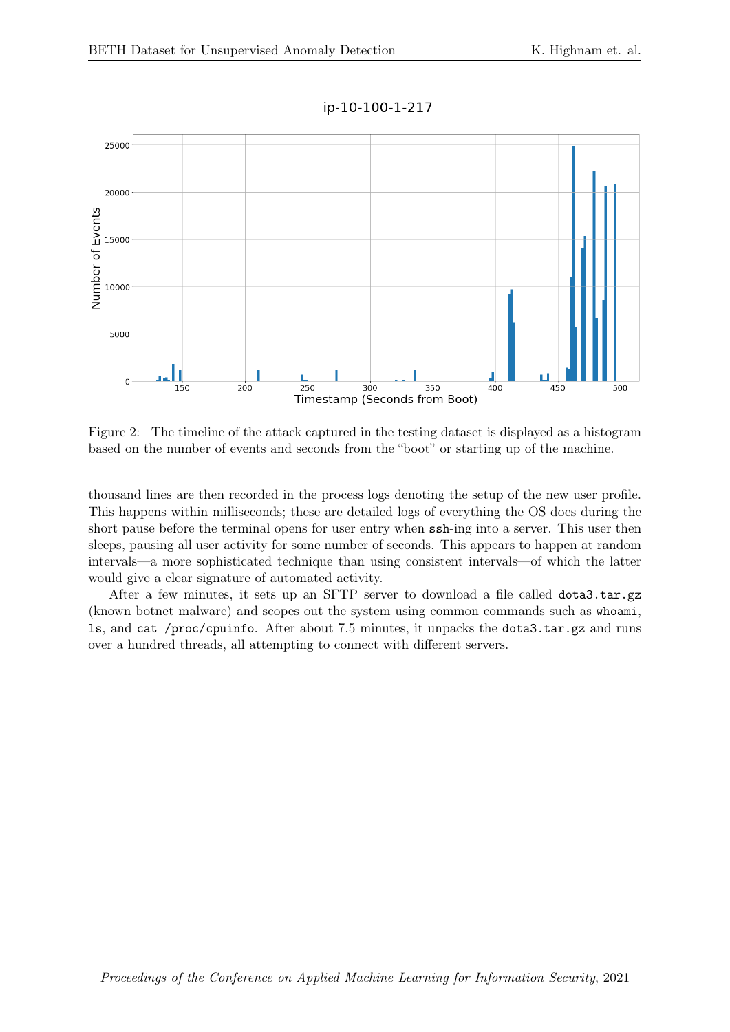ip-10-100-1-217

Number of Events

25000
20000
15000
10000
5000
0

150 200 250 300 350 400 450 500

Timestamp (Seconds from Boot)

Figure 2: The timeline of the attack captured in the testing dataset is displayed as a histogram based on the number of events and seconds from the "boot" or starting up of the machine.

thousand lines are then recorded in the process logs denoting the setup of the new user profile. This happens within milliseconds; these are detailed logs of everything the OS does during the short pause before the terminal opens for user entry when `ssh`-ing into a server. This user then sleeps, pausing all user activity for some number of seconds. This appears to happen at random intervals—a more sophisticated technique than using consistent intervals—of which the latter would give a clear signature of automated activity.

After a few minutes, it sets up an SFTP server to download a file called `dota3.tar.gz` (known botnet malware) and scopes out the system using common commands such as `whoami`, `ls`, and `cat /proc/cpuinfo`. After about 7.5 minutes, it unpacks the `dota3.tar.gz` and runs over a hundred threads, all attempting to connect with different servers.